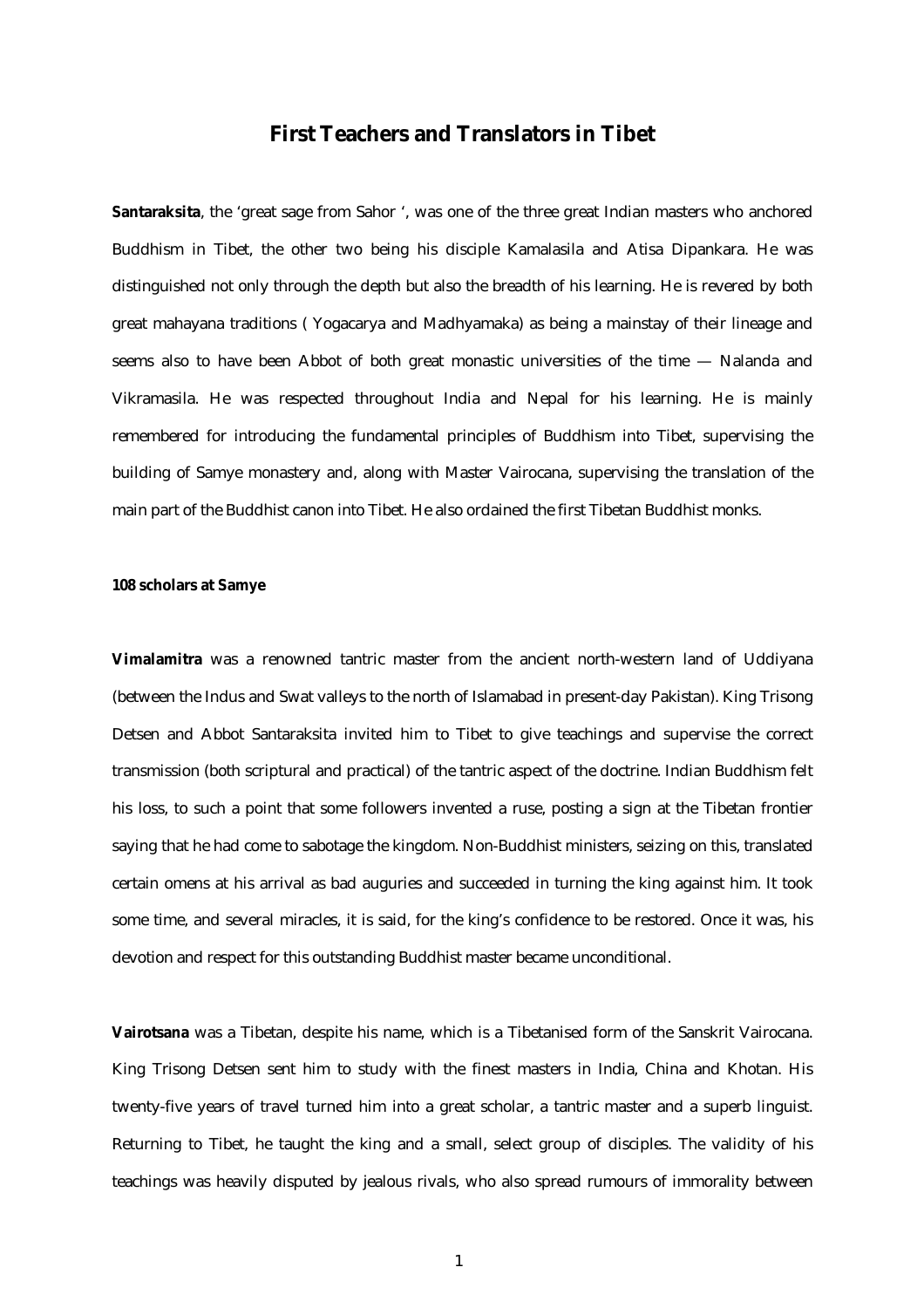# First Teachers and Translators in Tibet

**Santaraksita**, the 'great sage from Sahor ', was one of the three great Indian masters who anchored Buddhism in Tibet, the other two being his disciple Kamalasila and Atisa Dipankara. He was distinguished not only through the depth but also the breadth of his learning. He is revered by both great mahayana traditions ( Yogacarya and Madhyamaka) as being a mainstay of their lineage and seems also to have been Abbot of both great monastic universities of the time — Nalanda and Vikramasila. He was respected throughout India and Nepal for his learning. He is mainly remembered for introducing the fundamental principles of Buddhism into Tibet, supervising the building of Samye monastery and, along with Master Vairocana, supervising the translation of the main part of the Buddhist canon into Tibet. He also ordained the first Tibetan Buddhist monks.

**108 scholars at Samye**

**Vimalamitra** was a renowned tantric master from the ancient north-western land of Uddiyana (between the Indus and Swat valleys to the north of Islamabad in present-day Pakistan). King Trisong Detsen and Abbot Santaraksita invited him to Tibet to give teachings and supervise the correct transmission (both scriptural and practical) of the tantric aspect of the doctrine. Indian Buddhism felt his loss, to such a point that some followers invented a ruse, posting a sign at the Tibetan frontier saying that he had come to sabotage the kingdom. Non-Buddhist ministers, seizing on this, translated certain omens at his arrival as bad auguries and succeeded in turning the king against him. It took some time, and several miracles, it is said, for the king's confidence to be restored. Once it was, his devotion and respect for this outstanding Buddhist master became unconditional.

**Vairotsana** was a Tibetan, despite his name, which is a Tibetanised form of the Sanskrit Vairocana. King Trisong Detsen sent him to study with the finest masters in India, China and Khotan. His twenty-five years of travel turned him into a great scholar, a tantric master and a superb linguist. Returning to Tibet, he taught the king and a small, select group of disciples. The validity of his teachings was heavily disputed by jealous rivals, who also spread rumours of immorality between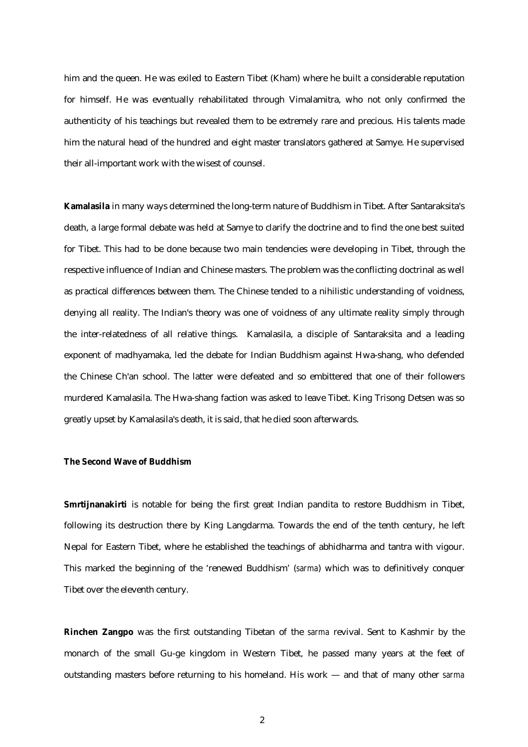him and the queen. He was exiled to Eastern Tibet (Kham) where he built a considerable reputation for himself. He was eventually rehabilitated through Vimalamitra, who not only confirmed the authenticity of his teachings but revealed them to be extremely rare and precious. His talents made him the natural head of the hundred and eight master translators gathered at Samye. He supervised their all-important work with the wisest of counsel.

**Kamalasila** in many ways determined the long-term nature of Buddhism in Tibet. After Santaraksita's death, a large formal debate was held at Samye to clarify the doctrine and to find the one best suited for Tibet. This had to be done because two main tendencies were developing in Tibet, through the respective influence of Indian and Chinese masters. The problem was the conflicting doctrinal as well as practical differences between them. The Chinese tended to a nihilistic understanding of voidness, denying all reality. The Indian's theory was one of voidness of any ultimate reality simply through the inter-relatedness of all relative things. Kamalasila, a disciple of Santaraksita and a leading exponent of madhyamaka, led the debate for Indian Buddhism against Hwa-shang, who defended the Chinese Ch'an school. The latter were defeated and so embittered that one of their followers murdered Kamalasila. The Hwa-shang faction was asked to leave Tibet. King Trisong Detsen was so greatly upset by Kamalasila's death, it is said, that he died soon afterwards.

**The Second Wave of Buddhism**

**Smrtijnanakirti** is notable for being the first great Indian pandita to restore Buddhism in Tibet, following its destruction there by King Langdarma. Towards the end of the tenth century, he left Nepal for Eastern Tibet, where he established the teachings of abhidharma and tantra with vigour. This marked the beginning of the 'renewed Buddhism' (*sarma*) which was to definitively conquer Tibet over the eleventh century.

**Rinchen Zangpo** was the first outstanding Tibetan of the *sarma* revival. Sent to Kashmir by the monarch of the small Gu-ge kingdom in Western Tibet, he passed many years at the feet of outstanding masters before returning to his homeland. His work — and that of many other *sarma*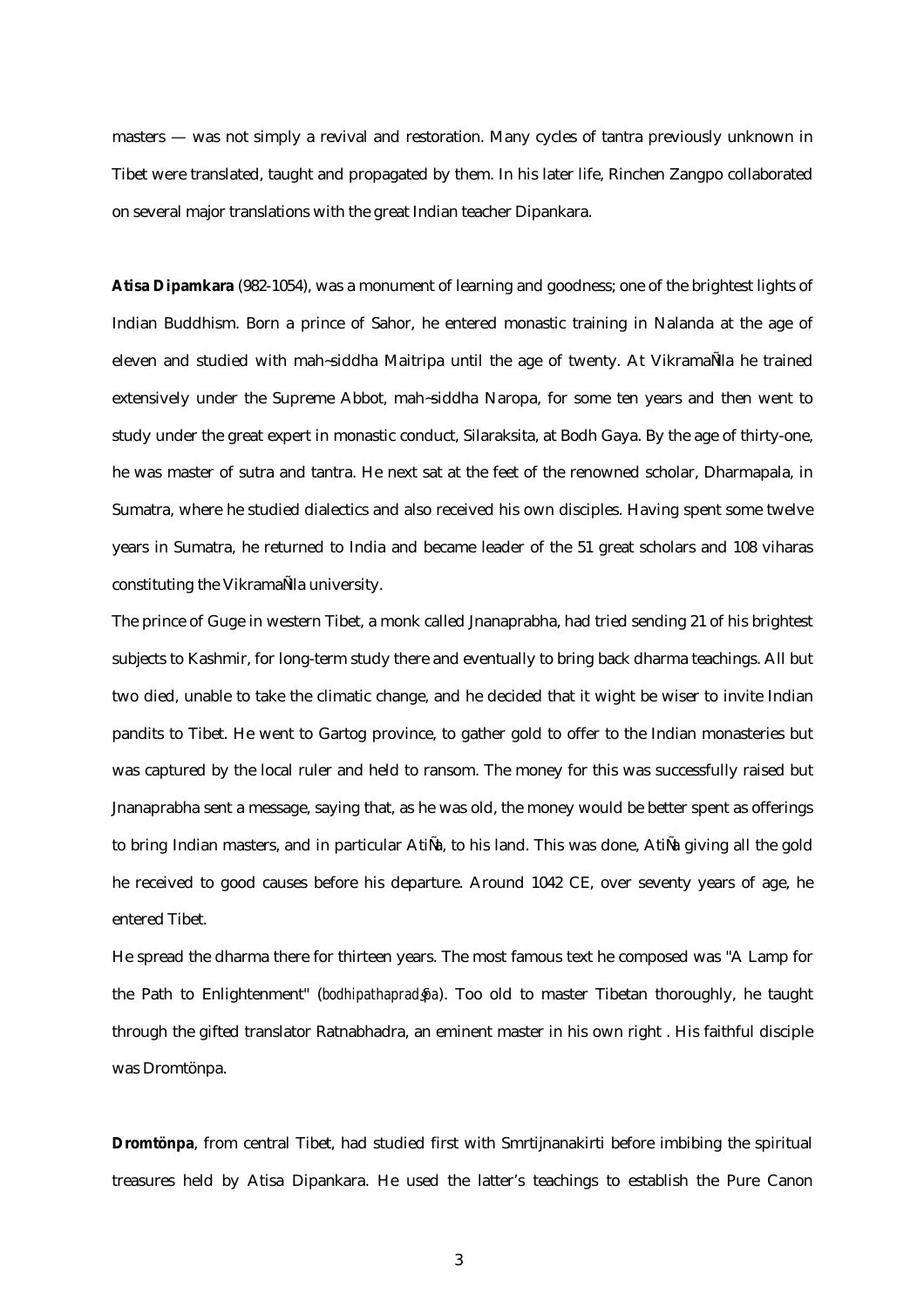masters — was not simply a revival and restoration. Many cycles of tantra previously unknown in Tibet were translated, taught and propagated by them. In his later life, Rinchen Zangpo collaborated on several major translations with the great Indian teacher Dipankara.

**Atisa Dipamkara** (982-1054), was a monument of learning and goodness; one of the brightest lights of Indian Buddhism. Born a prince of Sahor, he entered monastic training in Nalanda at the age of eleven and studied with mah~siddha Maitripa until the age of twenty. At VikramaÑla he trained extensively under the Supreme Abbot, mah~siddha Naropa, for some ten years and then went to study under the great expert in monastic conduct, Silaraksita, at Bodh Gaya. By the age of thirty-one, he was master of sutra and tantra. He next sat at the feet of the renowned scholar, Dharmapala, in Sumatra, where he studied dialectics and also received his own disciples. Having spent some twelve years in Sumatra, he returned to India and became leader of the 51 great scholars and 108 viharas constituting the VikramaÑla university.

The prince of Guge in western Tibet, a monk called Jnanaprabha, had tried sending 21 of his brightest subjects to Kashmir, for long-term study there and eventually to bring back dharma teachings. All but two died, unable to take the climatic change, and he decided that it wight be wiser to invite Indian pandits to Tibet. He went to Gartog province, to gather gold to offer to the Indian monasteries but was captured by the local ruler and held to ransom. The money for this was successfully raised but Jnanaprabha sent a message, saying that, as he was old, the money would be better spent as offerings to bring Indian masters, and in particular AtiÑa, to his land. This was done, AtiÑa giving all the gold he received to good causes before his departure. Around 1042 CE, over seventy years of age, he entered Tibet.

He spread the dharma there for thirteen years. The most famous text he composed was "A Lamp for the Path to Enlightenment" (*bodhipathapradÿpa*). Too old to master Tibetan thoroughly, he taught through the gifted translator Ratnabhadra, an eminent master in his own right . His faithful disciple was Dromtönpa.

**Dromtönpa**, from central Tibet, had studied first with Smrtijnanakirti before imbibing the spiritual treasures held by Atisa Dipankara. He used the latter's teachings to establish the Pure Canon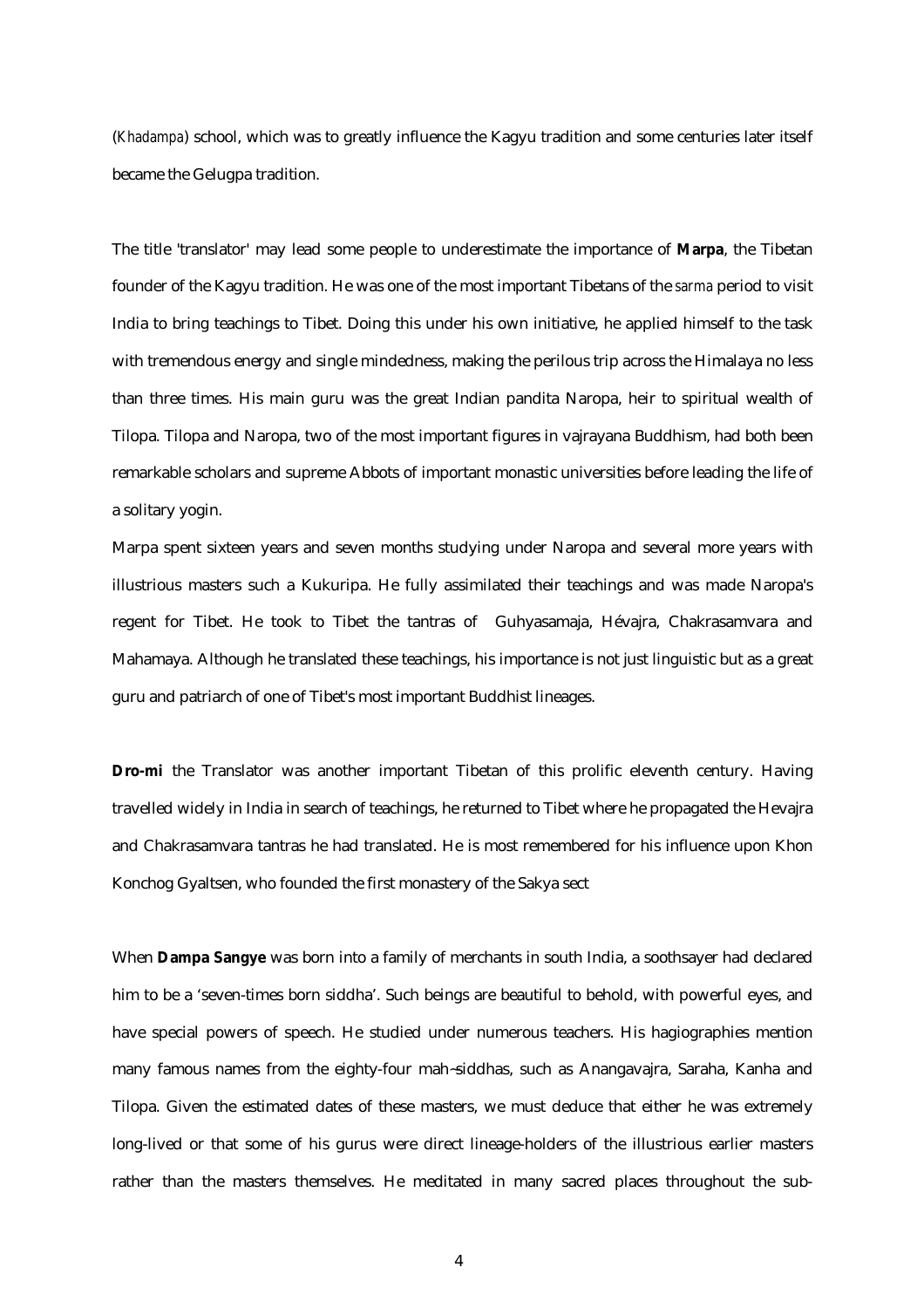(*Khadampa*) school, which was to greatly influence the Kagyu tradition and some centuries later itself became the Gelugpa tradition.

The title 'translator' may lead some people to underestimate the importance of **Marpa**, the Tibetan founder of the Kagyu tradition. He was one of the most important Tibetans of the *sarma* period to visit India to bring teachings to Tibet. Doing this under his own initiative, he applied himself to the task with tremendous energy and single mindedness, making the perilous trip across the Himalaya no less than three times. His main guru was the great Indian pandita Naropa, heir to spiritual wealth of Tilopa. Tilopa and Naropa, two of the most important figures in vajrayana Buddhism, had both been remarkable scholars and supreme Abbots of important monastic universities before leading the life of a solitary yogin.

Marpa spent sixteen years and seven months studying under Naropa and several more years with illustrious masters such a Kukuripa. He fully assimilated their teachings and was made Naropa's regent for Tibet. He took to Tibet the tantras of Guhyasamaja, Hévajra, Chakrasamvara and Mahamaya. Although he translated these teachings, his importance is not just linguistic but as a great guru and patriarch of one of Tibet's most important Buddhist lineages.

**Dro-mi** the Translator was another important Tibetan of this prolific eleventh century. Having travelled widely in India in search of teachings, he returned to Tibet where he propagated the Hevajra and Chakrasamvara tantras he had translated. He is most remembered for his influence upon Khon Konchog Gyaltsen, who founded the first monastery of the Sakya sect

When **Dampa Sangye** was born into a family of merchants in south India, a soothsayer had declared him to be a 'seven-times born siddha'. Such beings are beautiful to behold, with powerful eyes, and have special powers of speech. He studied under numerous teachers. His hagiographies mention many famous names from the eighty-four mah~siddhas, such as Anangavajra, Saraha, Kanha and Tilopa. Given the estimated dates of these masters, we must deduce that either he was extremely long-lived or that some of his gurus were direct lineage-holders of the illustrious earlier masters rather than the masters themselves. He meditated in many sacred places throughout the sub-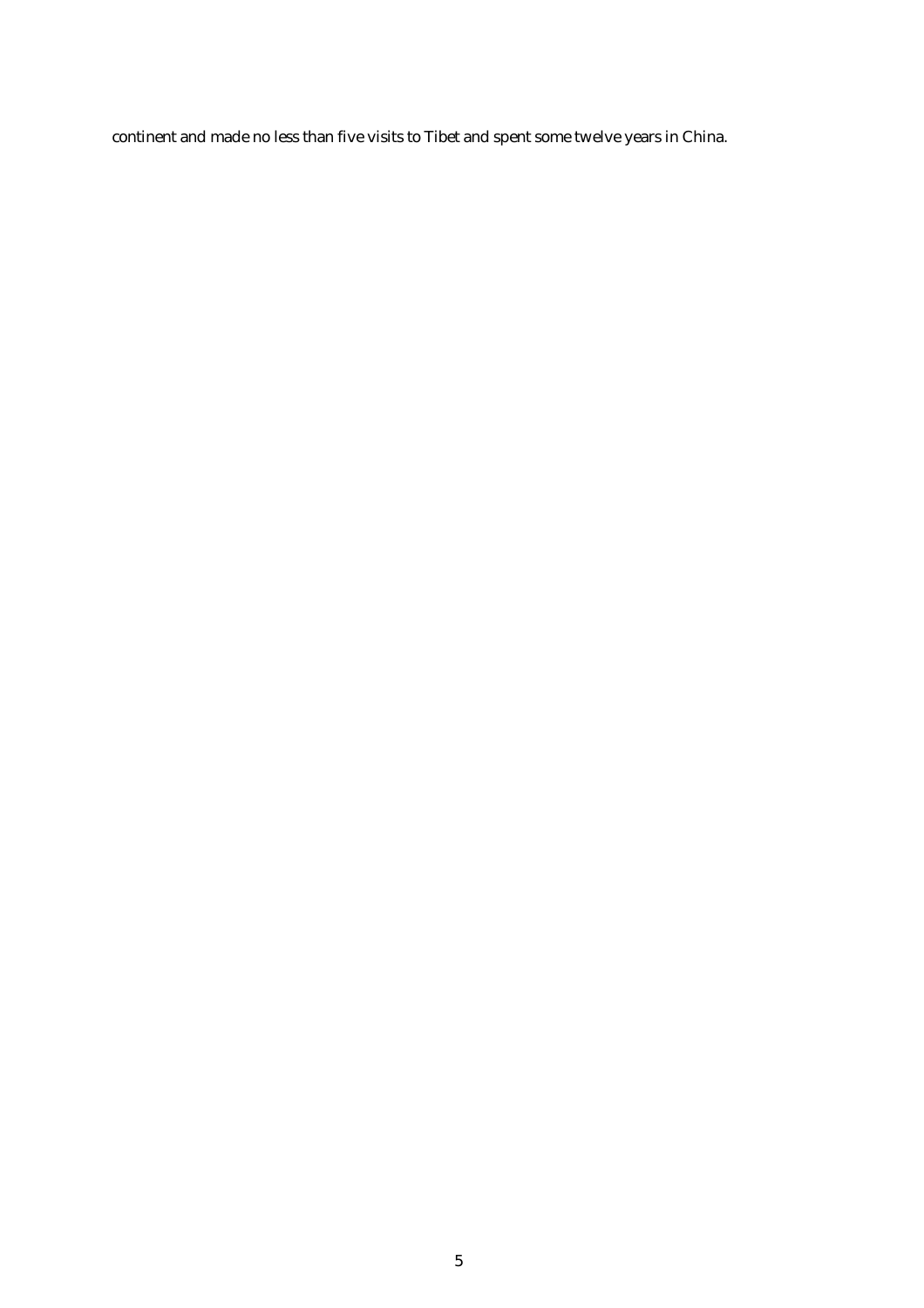continent and made no less than five visits to Tibet and spent some twelve years in China.